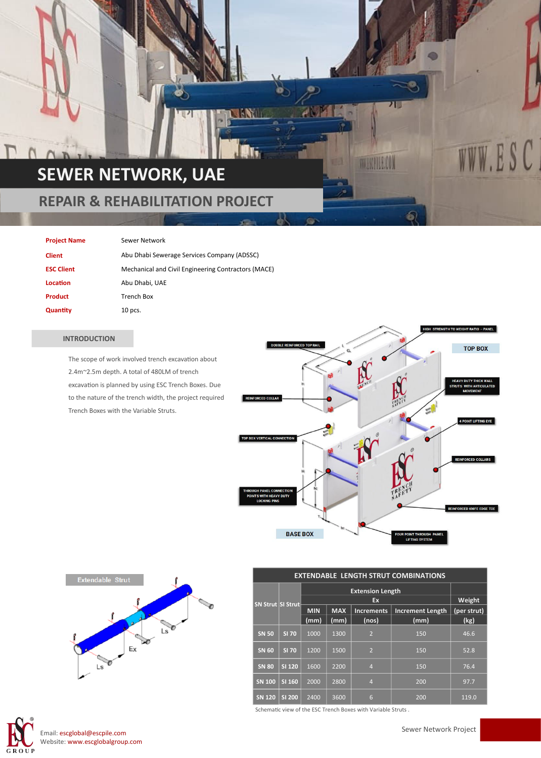# SEWER NETWORK, UAE

## REPAIR & REHABILITATION PROJECT

| | |
|---|---|
| **Project Name** | Sewer Network |
| **Client** | Abu Dhabi Sewerage Services Company (ADSSC) |
| **ESC Client** | Mechanical and Civil Engineering Contractors (MACE) |
| **Location** | Abu Dhabi, UAE |
| **Product** | Trench Box |
| **Quantity** | 10 pcs. |

### INTRODUCTION

The scope of work involved trench excavation about 2.4m~2.5m depth. A total of 480LM of trench excavation is planned by using ESC Trench Boxes. Due to the nature of the trench width, the project required Trench Boxes with the Variable Struts.

TOP BOX

- HIGH STRENGTH TO WEIGHT RATIO – PANEL
- DOUBLE REINFORCED TOP RAIL
- HEAVY DUTY THICK WALL STRUTS WITH ARTICULATED MOVEMENT
- REINFORCED COLLAR
- 4 POINT LIFTING EYE
- TOP BOX VERTICAL CONNECTION
- REINFORCED COLLARS
- THROUGH PANEL CONNECTION POINTS WITH HEAVY DUTY LOCKING PINS
- REINFORCED KNIFE EDGE TOE
- FOUR POINT THROUGH PANEL LIFTING SYSTEM

BASE BOX

Extendable Strut

| EXTENDABLE LENGTH STRUT COMBINATIONS | | | | | | |
|---|---|---|---|---|---|---|
| SN Strut | SI Strut | Extension Length Ex | | | | Weight |
| | | MIN (mm) | MAX (mm) | Increments (nos) | Increment Length (mm) | (per strut) (kg) |
| SN 50 | SI 70 | 1000 | 1300 | 2 | 150 | 46.6 |
| SN 60 | SI 70 | 1200 | 1500 | 2 | 150 | 52.8 |
| SN 80 | SI 120 | 1600 | 2200 | 4 | 150 | 76.4 |
| SN 100 | SI 160 | 2000 | 2800 | 4 | 200 | 97.7 |
| SN 120 | SI 200 | 2400 | 3600 | 6 | 200 | 119.0 |

Schematic view of the ESC Trench Boxes with Variable Struts .

Email: escglobal@escpile.com
Website: www.escglobalgroup.com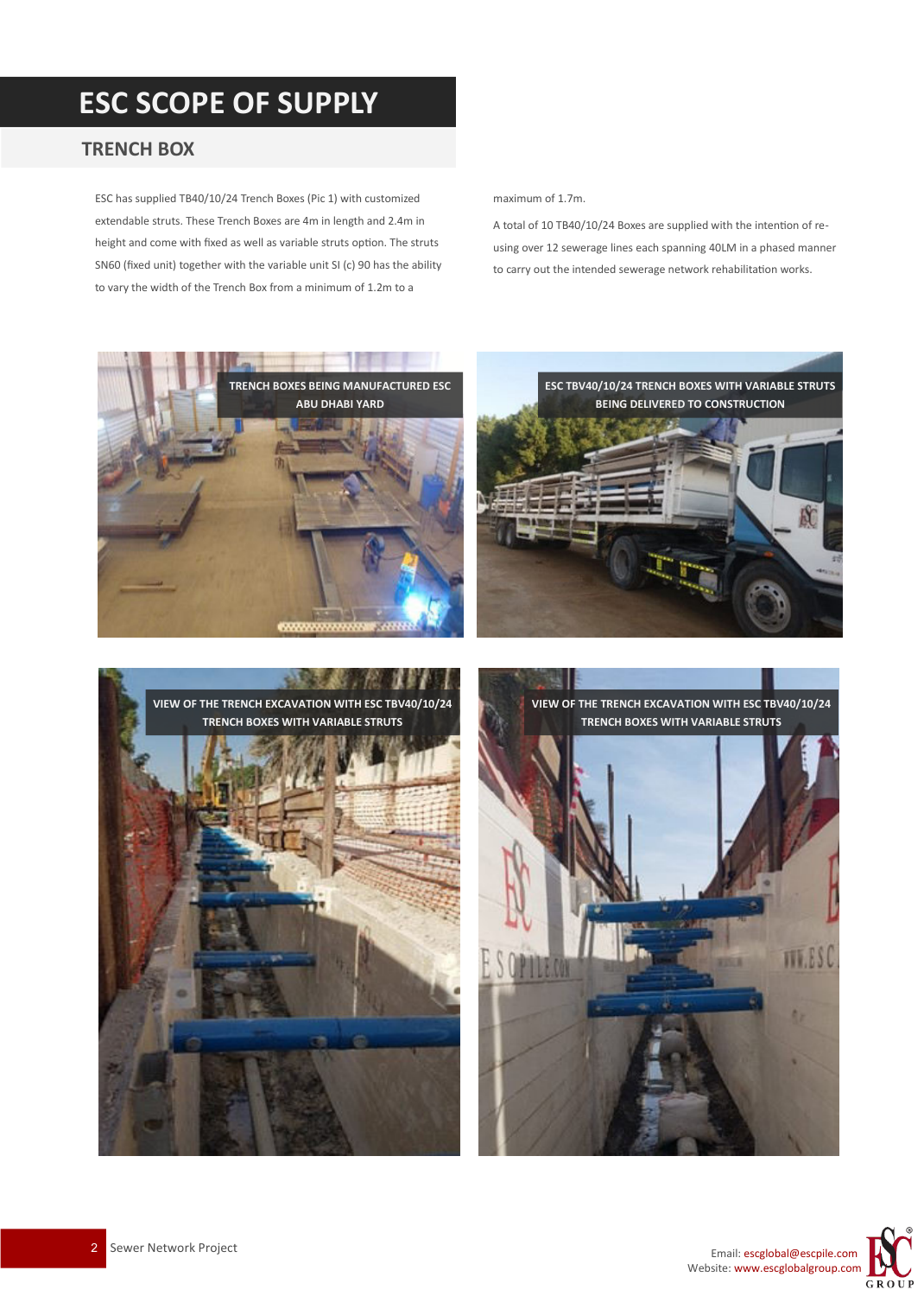# ESC SCOPE OF SUPPLY

## TRENCH BOX

ESC has supplied TB40/10/24 Trench Boxes (Pic 1) with customized extendable struts. These Trench Boxes are 4m in length and 2.4m in height and come with fixed as well as variable struts option. The struts SN60 (fixed unit) together with the variable unit SI (c) 90 has the ability to vary the width of the Trench Box from a minimum of 1.2m to a maximum of 1.7m.

A total of 10 TB40/10/24 Boxes are supplied with the intention of re-using over 12 sewerage lines each spanning 40LM in a phased manner to carry out the intended sewerage network rehabilitation works.

TRENCH BOXES BEING MANUFACTURED ESC ABU DHABI YARD

ESC TBV40/10/24 TRENCH BOXES WITH VARIABLE STRUTS BEING DELIVERED TO CONSTRUCTION

VIEW OF THE TRENCH EXCAVATION WITH ESC TBV40/10/24 TRENCH BOXES WITH VARIABLE STRUTS

VIEW OF THE TRENCH EXCAVATION WITH ESC TBV40/10/24 TRENCH BOXES WITH VARIABLE STRUTS

Sewer Network Project

Email: escglobal@escpile.com
Website: www.escglobalgroup.com